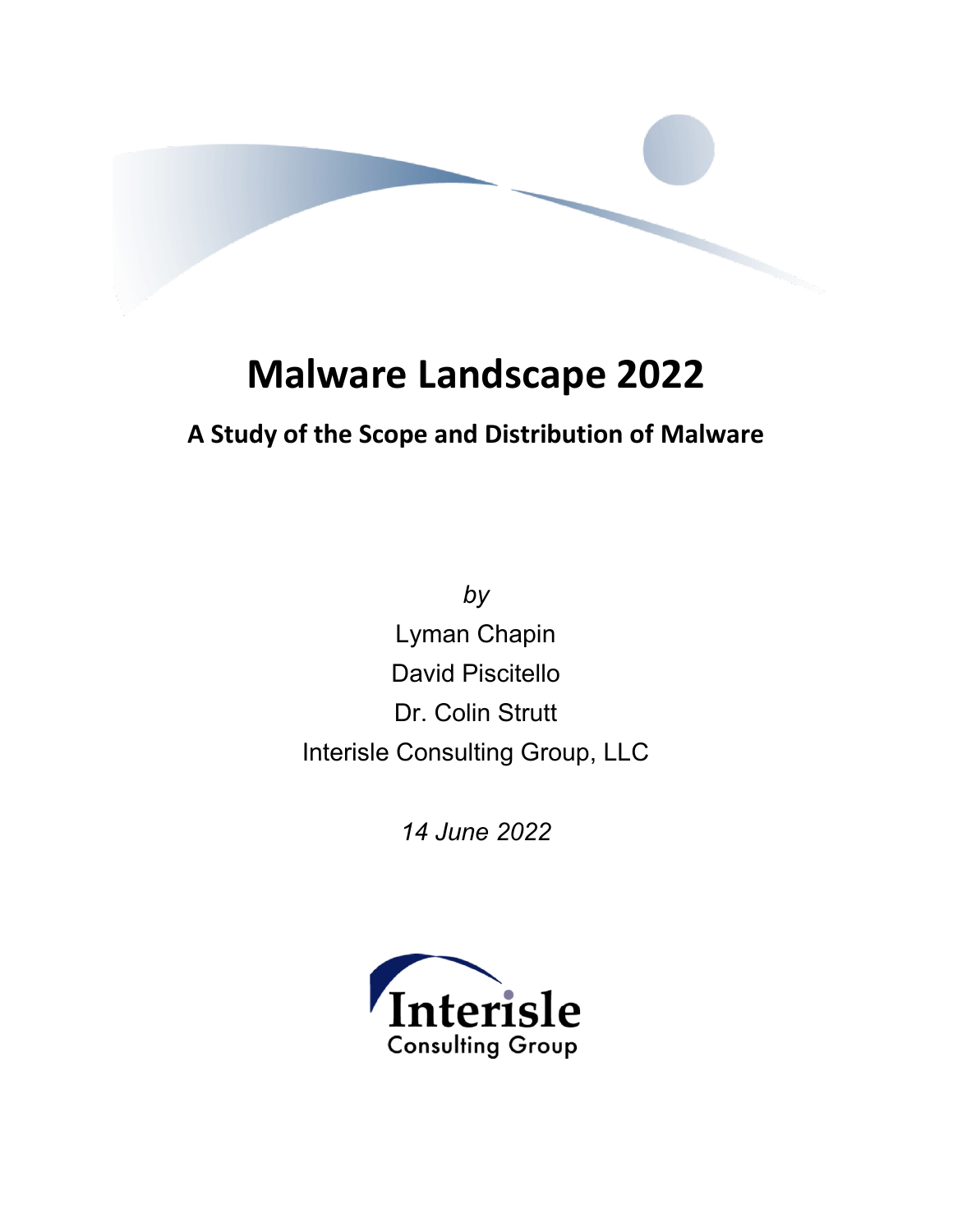# Malware Landscape 2022

## A Study of the Scope and Distribution of Malware

*by*

Lyman Chapin

David Piscitello

Dr. Colin Strutt

Interisle Consulting Group, LLC

*14 June 2022*

Interisle
Consulting Group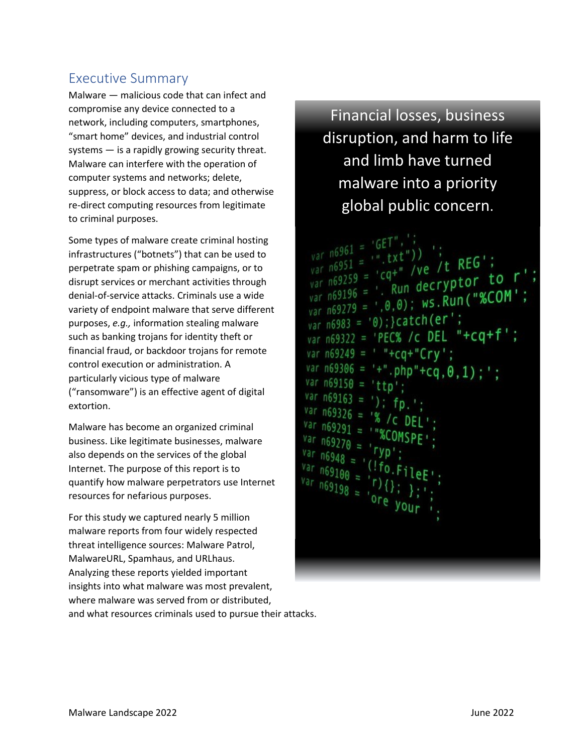## Executive Summary

Malware — malicious code that can infect and compromise any device connected to a network, including computers, smartphones, “smart home” devices, and industrial control systems — is a rapidly growing security threat. Malware can interfere with the operation of computer systems and networks; delete, suppress, or block access to data; and otherwise re-direct computing resources from legitimate to criminal purposes.

Some types of malware create criminal hosting infrastructures (“botnets”) that can be used to perpetrate spam or phishing campaigns, or to disrupt services or merchant activities through denial-of-service attacks. Criminals use a wide variety of endpoint malware that serve different purposes, *e.g.,* information stealing malware such as banking trojans for identity theft or financial fraud, or backdoor trojans for remote control execution or administration. A particularly vicious type of malware (“ransomware”) is an effective agent of digital extortion.

Malware has become an organized criminal business. Like legitimate businesses, malware also depends on the services of the global Internet. The purpose of this report is to quantify how malware perpetrators use Internet resources for nefarious purposes.

For this study we captured nearly 5 million malware reports from four widely respected threat intelligence sources: Malware Patrol, MalwareURL, Spamhaus, and URLhaus. Analyzing these reports yielded important insights into what malware was most prevalent, where malware was served from or distributed, and what resources criminals used to pursue their attacks.

Financial losses, business disruption, and harm to life and limb have turned malware into a priority global public concern.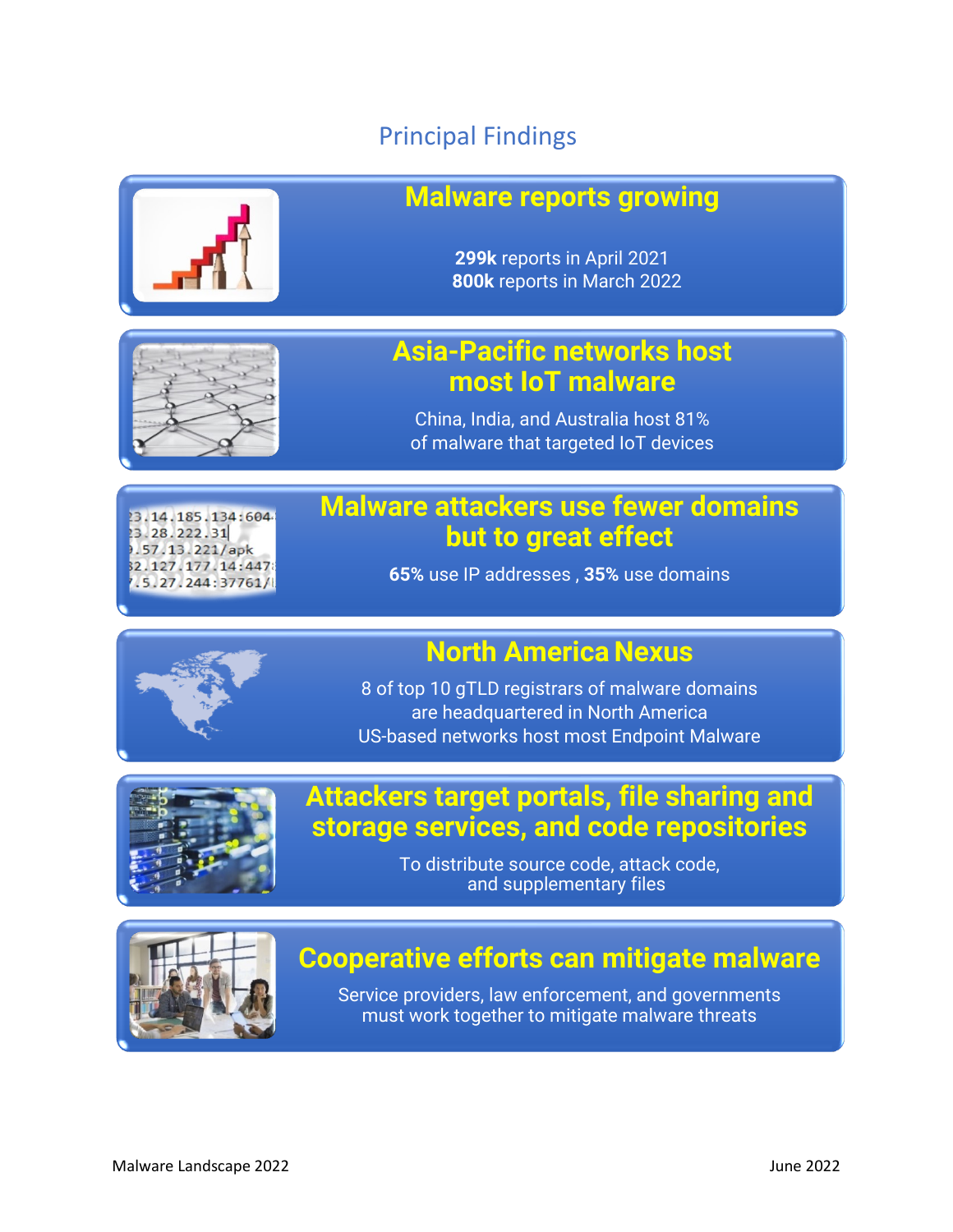# Principal Findings

## Malware reports growing

**299k** reports in April 2021
**800k** reports in March 2022

## Asia-Pacific networks host most IoT malware

China, India, and Australia host 81% of malware that targeted IoT devices

## Malware attackers use fewer domains but to great effect

**65%** use IP addresses , **35%** use domains

## North America Nexus

8 of top 10 gTLD registrars of malware domains are headquartered in North America
US-based networks host most Endpoint Malware

## Attackers target portals, file sharing and storage services, and code repositories

To distribute source code, attack code, and supplementary files

## Cooperative efforts can mitigate malware

Service providers, law enforcement, and governments must work together to mitigate malware threats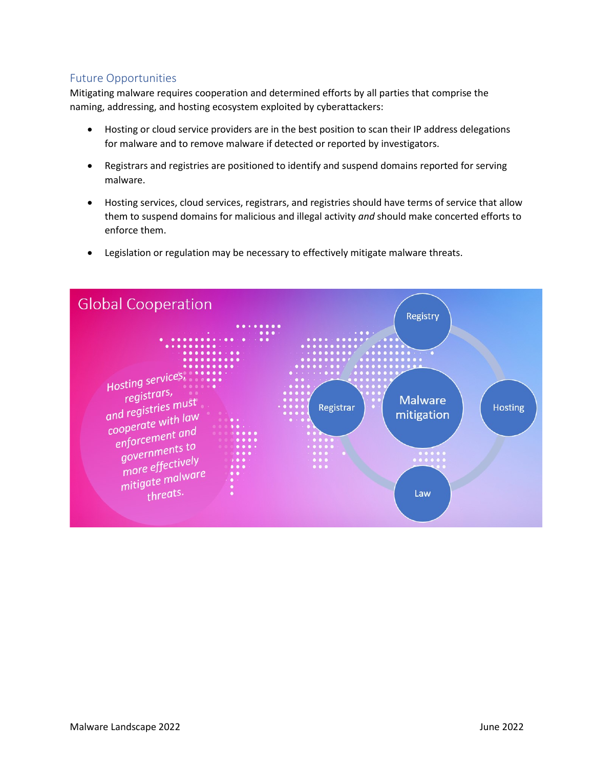## Future Opportunities

Mitigating malware requires cooperation and determined efforts by all parties that comprise the naming, addressing, and hosting ecosystem exploited by cyberattackers:

- Hosting or cloud service providers are in the best position to scan their IP address delegations for malware and to remove malware if detected or reported by investigators.
- Registrars and registries are positioned to identify and suspend domains reported for serving malware.
- Hosting services, cloud services, registrars, and registries should have terms of service that allow them to suspend domains for malicious and illegal activity *and* should make concerted efforts to enforce them.
- Legislation or regulation may be necessary to effectively mitigate malware threats.

Global Cooperation

Hosting services, registrars, and registries must cooperate with law enforcement and governments to more effectively mitigate malware threats.

Registry

Registrar

Malware mitigation

Hosting

Law